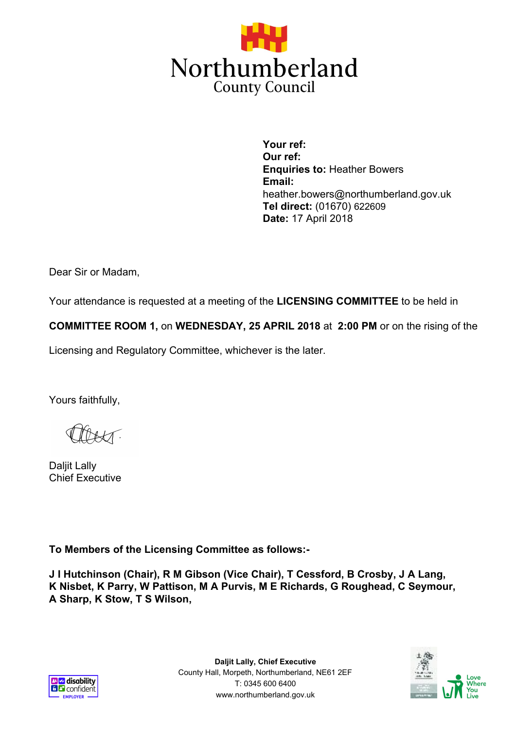# Northumberland
County Council

**Your ref:**
**Our ref:**
**Enquiries to:** Heather Bowers
**Email:** heather.bowers@northumberland.gov.uk
**Tel direct:** (01670) 622609
**Date:** 17 April 2018

Dear Sir or Madam,

Your attendance is requested at a meeting of the **LICENSING COMMITTEE** to be held in **COMMITTEE ROOM 1,** on **WEDNESDAY, 25 APRIL 2018** at **2:00 PM** or on the rising of the Licensing and Regulatory Committee, whichever is the later.

Yours faithfully,

Daljit Lally
Chief Executive

**To Members of the Licensing Committee as follows:-**

**J I Hutchinson (Chair), R M Gibson (Vice Chair), T Cessford, B Crosby, J A Lang, K Nisbet, K Parry, W Pattison, M A Purvis, M E Richards, G Roughead, C Seymour, A Sharp, K Stow, T S Wilson,**

**Daljit Lally, Chief Executive**
County Hall, Morpeth, Northumberland, NE61 2EF
T: 0345 600 6400
www.northumberland.gov.uk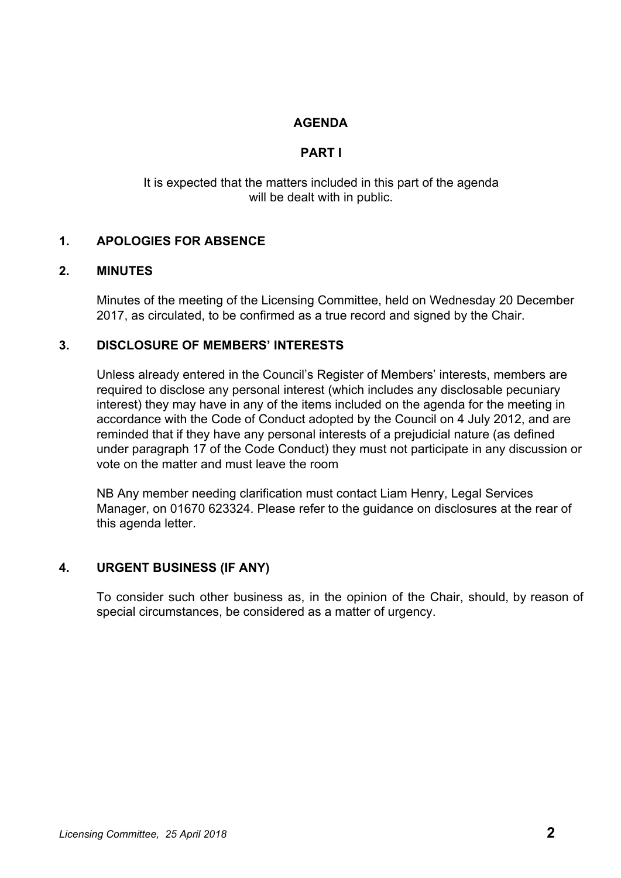# AGENDA

## PART I

It is expected that the matters included in this part of the agenda will be dealt with in public.

### 1. APOLOGIES FOR ABSENCE

### 2. MINUTES

Minutes of the meeting of the Licensing Committee, held on Wednesday 20 December 2017, as circulated, to be confirmed as a true record and signed by the Chair.

### 3. DISCLOSURE OF MEMBERS' INTERESTS

Unless already entered in the Council's Register of Members' interests, members are required to disclose any personal interest (which includes any disclosable pecuniary interest) they may have in any of the items included on the agenda for the meeting in accordance with the Code of Conduct adopted by the Council on 4 July 2012, and are reminded that if they have any personal interests of a prejudicial nature (as defined under paragraph 17 of the Code Conduct) they must not participate in any discussion or vote on the matter and must leave the room

NB Any member needing clarification must contact Liam Henry, Legal Services Manager, on 01670 623324. Please refer to the guidance on disclosures at the rear of this agenda letter.

### 4. URGENT BUSINESS (IF ANY)

To consider such other business as, in the opinion of the Chair, should, by reason of special circumstances, be considered as a matter of urgency.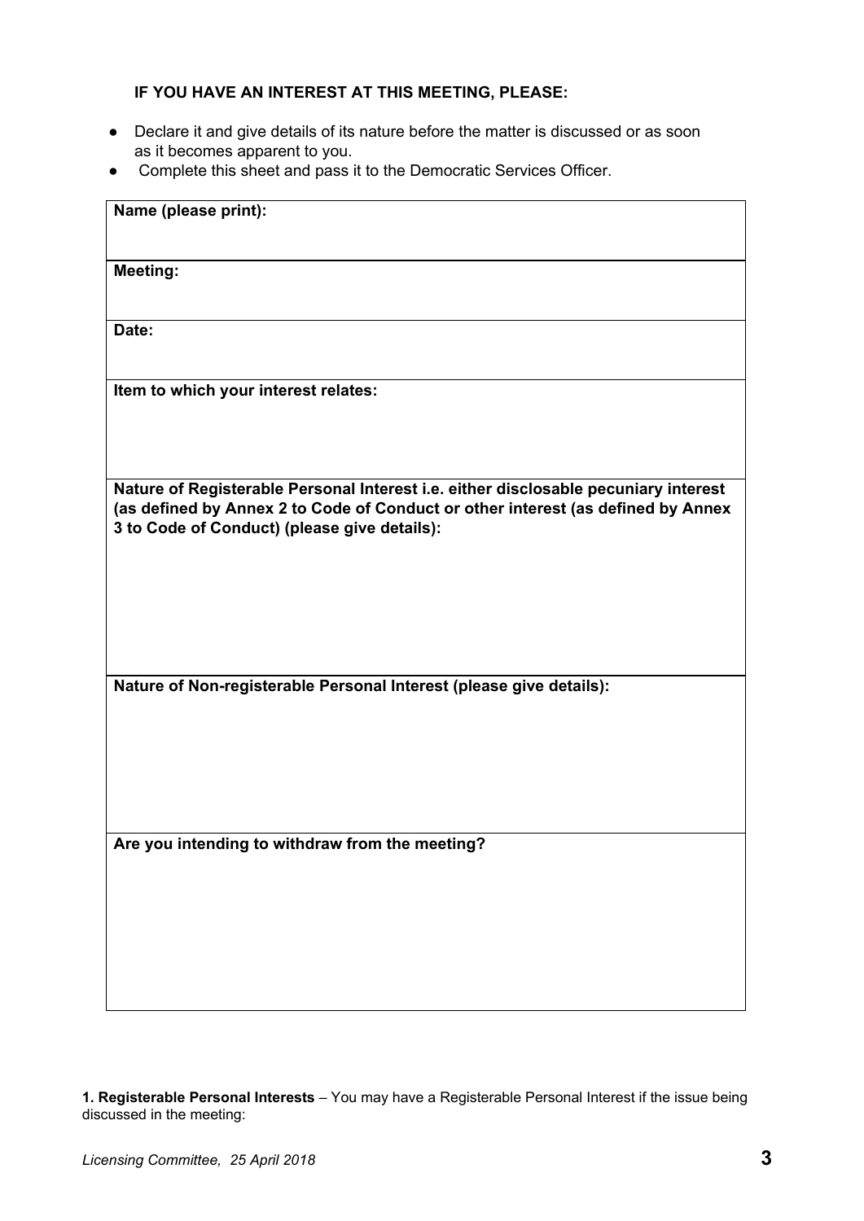**IF YOU HAVE AN INTEREST AT THIS MEETING, PLEASE:**

- Declare it and give details of its nature before the matter is discussed or as soon as it becomes apparent to you.
- Complete this sheet and pass it to the Democratic Services Officer.

| **Name (please print):** |
| --- |
| **Meeting:** |
| **Date:** |
| **Item to which your interest relates:** |
| **Nature of Registerable Personal Interest i.e. either disclosable pecuniary interest (as defined by Annex 2 to Code of Conduct or other interest (as defined by Annex 3 to Code of Conduct) (please give details):** |
| **Nature of Non-registerable Personal Interest (please give details):** |
| **Are you intending to withdraw from the meeting?** |

**1. Registerable Personal Interests** – You may have a Registerable Personal Interest if the issue being discussed in the meeting: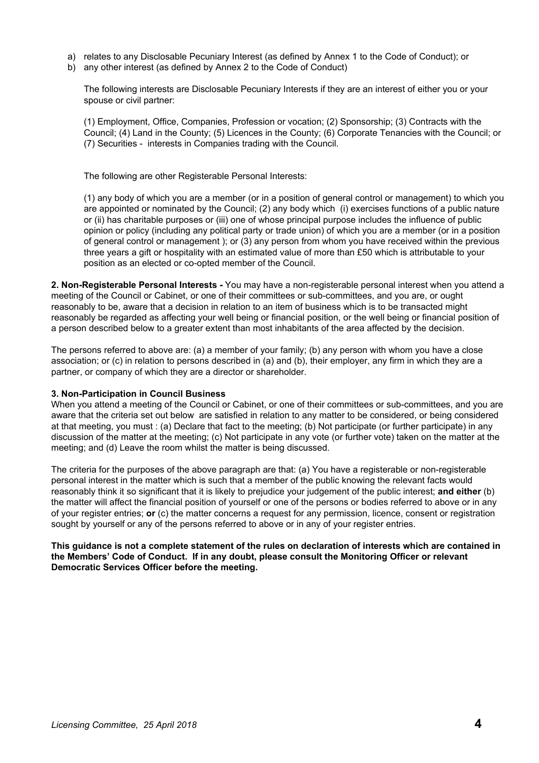a) relates to any Disclosable Pecuniary Interest (as defined by Annex 1 to the Code of Conduct); or
b) any other interest (as defined by Annex 2 to the Code of Conduct)

The following interests are Disclosable Pecuniary Interests if they are an interest of either you or your spouse or civil partner:

(1) Employment, Office, Companies, Profession or vocation; (2) Sponsorship; (3) Contracts with the Council; (4) Land in the County; (5) Licences in the County; (6) Corporate Tenancies with the Council; or (7) Securities - interests in Companies trading with the Council.

The following are other Registerable Personal Interests:

(1) any body of which you are a member (or in a position of general control or management) to which you are appointed or nominated by the Council; (2) any body which (i) exercises functions of a public nature or (ii) has charitable purposes or (iii) one of whose principal purpose includes the influence of public opinion or policy (including any political party or trade union) of which you are a member (or in a position of general control or management ); or (3) any person from whom you have received within the previous three years a gift or hospitality with an estimated value of more than £50 which is attributable to your position as an elected or co-opted member of the Council.

**2. Non-Registerable Personal Interests -** You may have a non-registerable personal interest when you attend a meeting of the Council or Cabinet, or one of their committees or sub-committees, and you are, or ought reasonably to be, aware that a decision in relation to an item of business which is to be transacted might reasonably be regarded as affecting your well being or financial position, or the well being or financial position of a person described below to a greater extent than most inhabitants of the area affected by the decision.

The persons referred to above are: (a) a member of your family; (b) any person with whom you have a close association; or (c) in relation to persons described in (a) and (b), their employer, any firm in which they are a partner, or company of which they are a director or shareholder.

**3. Non-Participation in Council Business**

When you attend a meeting of the Council or Cabinet, or one of their committees or sub-committees, and you are aware that the criteria set out below are satisfied in relation to any matter to be considered, or being considered at that meeting, you must : (a) Declare that fact to the meeting; (b) Not participate (or further participate) in any discussion of the matter at the meeting; (c) Not participate in any vote (or further vote) taken on the matter at the meeting; and (d) Leave the room whilst the matter is being discussed.

The criteria for the purposes of the above paragraph are that: (a) You have a registerable or non-registerable personal interest in the matter which is such that a member of the public knowing the relevant facts would reasonably think it so significant that it is likely to prejudice your judgement of the public interest; **and either** (b) the matter will affect the financial position of yourself or one of the persons or bodies referred to above or in any of your register entries; **or** (c) the matter concerns a request for any permission, licence, consent or registration sought by yourself or any of the persons referred to above or in any of your register entries.

**This guidance is not a complete statement of the rules on declaration of interests which are contained in the Members' Code of Conduct. If in any doubt, please consult the Monitoring Officer or relevant Democratic Services Officer before the meeting.**